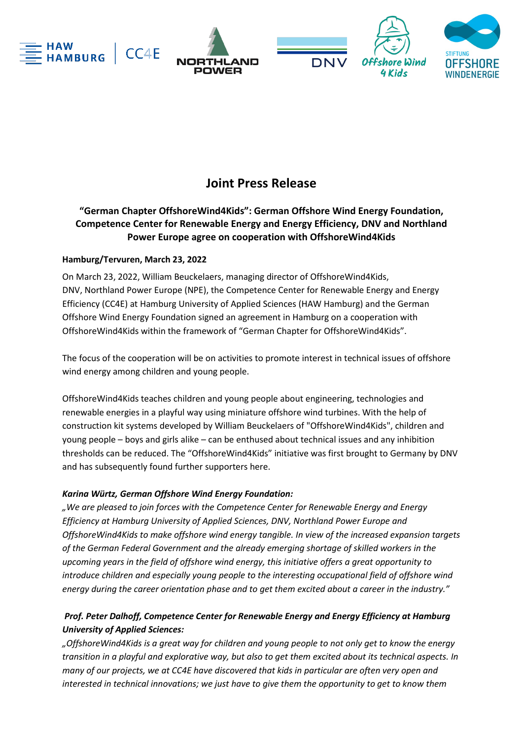# Joint Press Release

**"German Chapter OffshoreWind4Kids": German Offshore Wind Energy Foundation, Competence Center for Renewable Energy and Energy Efficiency, DNV and Northland Power Europe agree on cooperation with OffshoreWind4Kids**

**Hamburg/Tervuren, March 23, 2022**

On March 23, 2022, William Beuckelaers, managing director of OffshoreWind4Kids, DNV, Northland Power Europe (NPE), the Competence Center for Renewable Energy and Energy Efficiency (CC4E) at Hamburg University of Applied Sciences (HAW Hamburg) and the German Offshore Wind Energy Foundation signed an agreement in Hamburg on a cooperation with OffshoreWind4Kids within the framework of "German Chapter for OffshoreWind4Kids".

The focus of the cooperation will be on activities to promote interest in technical issues of offshore wind energy among children and young people.

OffshoreWind4Kids teaches children and young people about engineering, technologies and renewable energies in a playful way using miniature offshore wind turbines. With the help of construction kit systems developed by William Beuckelaers of "OffshoreWind4Kids", children and young people – boys and girls alike – can be enthused about technical issues and any inhibition thresholds can be reduced. The "OffshoreWind4Kids" initiative was first brought to Germany by DNV and has subsequently found further supporters here.

***Karina Würtz, German Offshore Wind Energy Foundation:***

*„We are pleased to join forces with the Competence Center for Renewable Energy and Energy Efficiency at Hamburg University of Applied Sciences, DNV, Northland Power Europe and OffshoreWind4Kids to make offshore wind energy tangible. In view of the increased expansion targets of the German Federal Government and the already emerging shortage of skilled workers in the upcoming years in the field of offshore wind energy, this initiative offers a great opportunity to introduce children and especially young people to the interesting occupational field of offshore wind energy during the career orientation phase and to get them excited about a career in the industry."*

***Prof. Peter Dalhoff, Competence Center for Renewable Energy and Energy Efficiency at Hamburg University of Applied Sciences:***

*„OffshoreWind4Kids is a great way for children and young people to not only get to know the energy transition in a playful and explorative way, but also to get them excited about its technical aspects. In many of our projects, we at CC4E have discovered that kids in particular are often very open and interested in technical innovations; we just have to give them the opportunity to get to know them*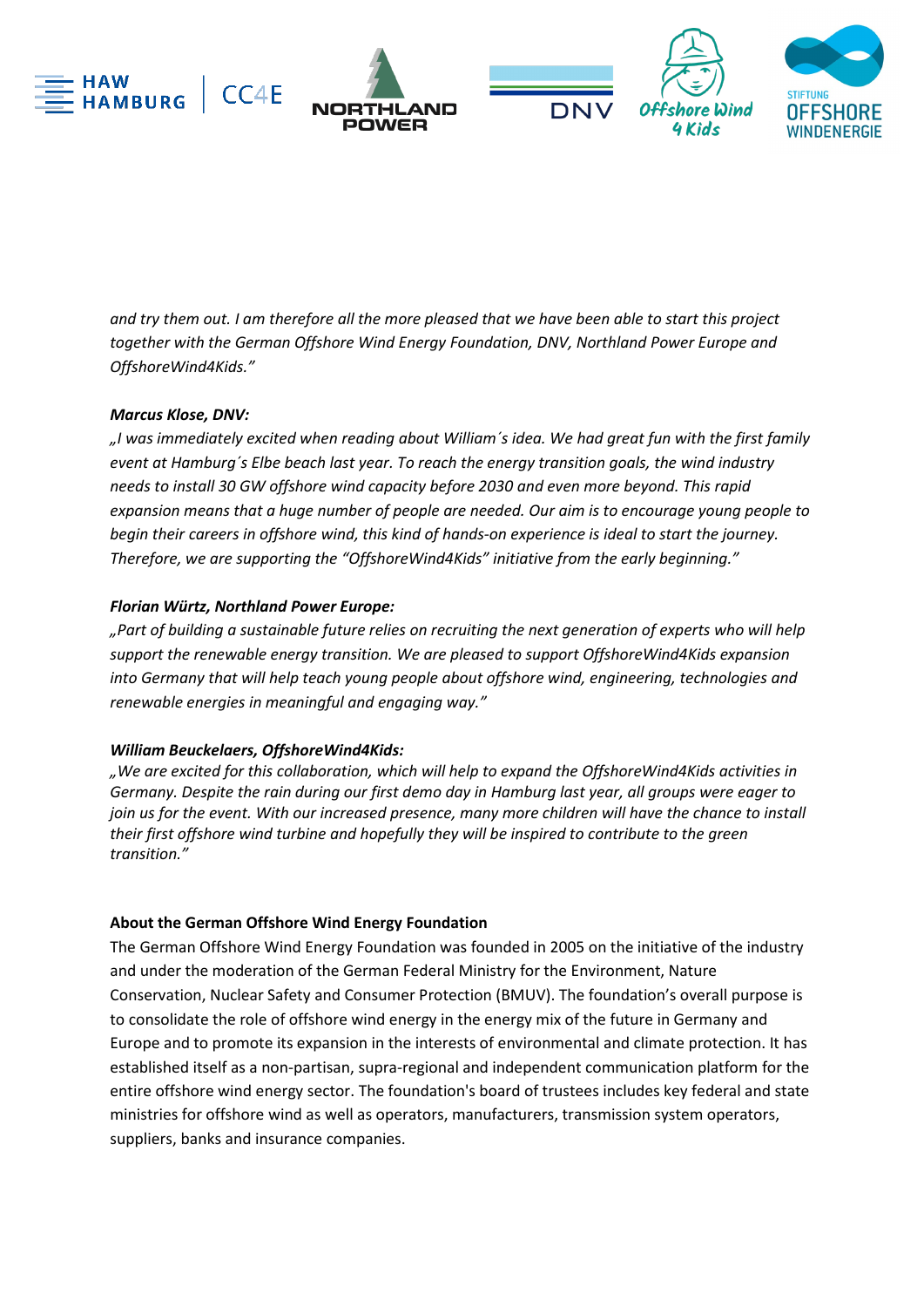*and try them out. I am therefore all the more pleased that we have been able to start this project together with the German Offshore Wind Energy Foundation, DNV, Northland Power Europe and OffshoreWind4Kids."*

***Marcus Klose, DNV:***
*„I was immediately excited when reading about William´s idea. We had great fun with the first family event at Hamburg´s Elbe beach last year. To reach the energy transition goals, the wind industry needs to install 30 GW offshore wind capacity before 2030 and even more beyond. This rapid expansion means that a huge number of people are needed. Our aim is to encourage young people to begin their careers in offshore wind, this kind of hands-on experience is ideal to start the journey. Therefore, we are supporting the "OffshoreWind4Kids" initiative from the early beginning."*

***Florian Würtz, Northland Power Europe:***
*„Part of building a sustainable future relies on recruiting the next generation of experts who will help support the renewable energy transition. We are pleased to support OffshoreWind4Kids expansion into Germany that will help teach young people about offshore wind, engineering, technologies and renewable energies in meaningful and engaging way."*

***William Beuckelaers, OffshoreWind4Kids:***
*„We are excited for this collaboration, which will help to expand the OffshoreWind4Kids activities in Germany. Despite the rain during our first demo day in Hamburg last year, all groups were eager to join us for the event. With our increased presence, many more children will have the chance to install their first offshore wind turbine and hopefully they will be inspired to contribute to the green transition."*

**About the German Offshore Wind Energy Foundation**

The German Offshore Wind Energy Foundation was founded in 2005 on the initiative of the industry and under the moderation of the German Federal Ministry for the Environment, Nature Conservation, Nuclear Safety and Consumer Protection (BMUV). The foundation's overall purpose is to consolidate the role of offshore wind energy in the energy mix of the future in Germany and Europe and to promote its expansion in the interests of environmental and climate protection. It has established itself as a non-partisan, supra-regional and independent communication platform for the entire offshore wind energy sector. The foundation's board of trustees includes key federal and state ministries for offshore wind as well as operators, manufacturers, transmission system operators, suppliers, banks and insurance companies.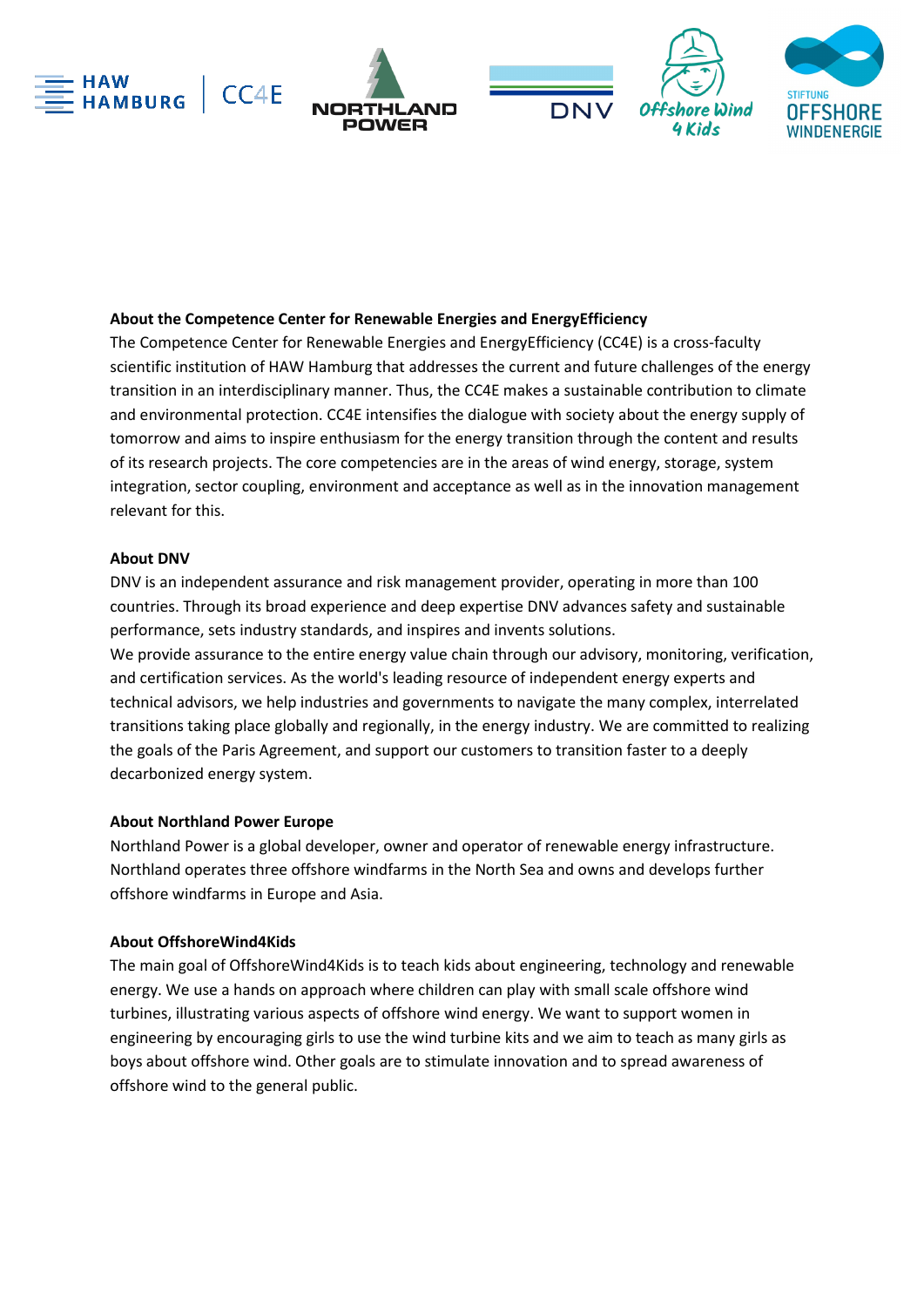**About the Competence Center for Renewable Energies and EnergyEfficiency**

The Competence Center for Renewable Energies and EnergyEfficiency (CC4E) is a cross-faculty scientific institution of HAW Hamburg that addresses the current and future challenges of the energy transition in an interdisciplinary manner. Thus, the CC4E makes a sustainable contribution to climate and environmental protection. CC4E intensifies the dialogue with society about the energy supply of tomorrow and aims to inspire enthusiasm for the energy transition through the content and results of its research projects. The core competencies are in the areas of wind energy, storage, system integration, sector coupling, environment and acceptance as well as in the innovation management relevant for this.

**About DNV**

DNV is an independent assurance and risk management provider, operating in more than 100 countries. Through its broad experience and deep expertise DNV advances safety and sustainable performance, sets industry standards, and inspires and invents solutions.
We provide assurance to the entire energy value chain through our advisory, monitoring, verification, and certification services. As the world's leading resource of independent energy experts and technical advisors, we help industries and governments to navigate the many complex, interrelated transitions taking place globally and regionally, in the energy industry. We are committed to realizing the goals of the Paris Agreement, and support our customers to transition faster to a deeply decarbonized energy system.

**About Northland Power Europe**

Northland Power is a global developer, owner and operator of renewable energy infrastructure. Northland operates three offshore windfarms in the North Sea and owns and develops further offshore windfarms in Europe and Asia.

**About OffshoreWind4Kids**

The main goal of OffshoreWind4Kids is to teach kids about engineering, technology and renewable energy. We use a hands on approach where children can play with small scale offshore wind turbines, illustrating various aspects of offshore wind energy. We want to support women in engineering by encouraging girls to use the wind turbine kits and we aim to teach as many girls as boys about offshore wind. Other goals are to stimulate innovation and to spread awareness of offshore wind to the general public.